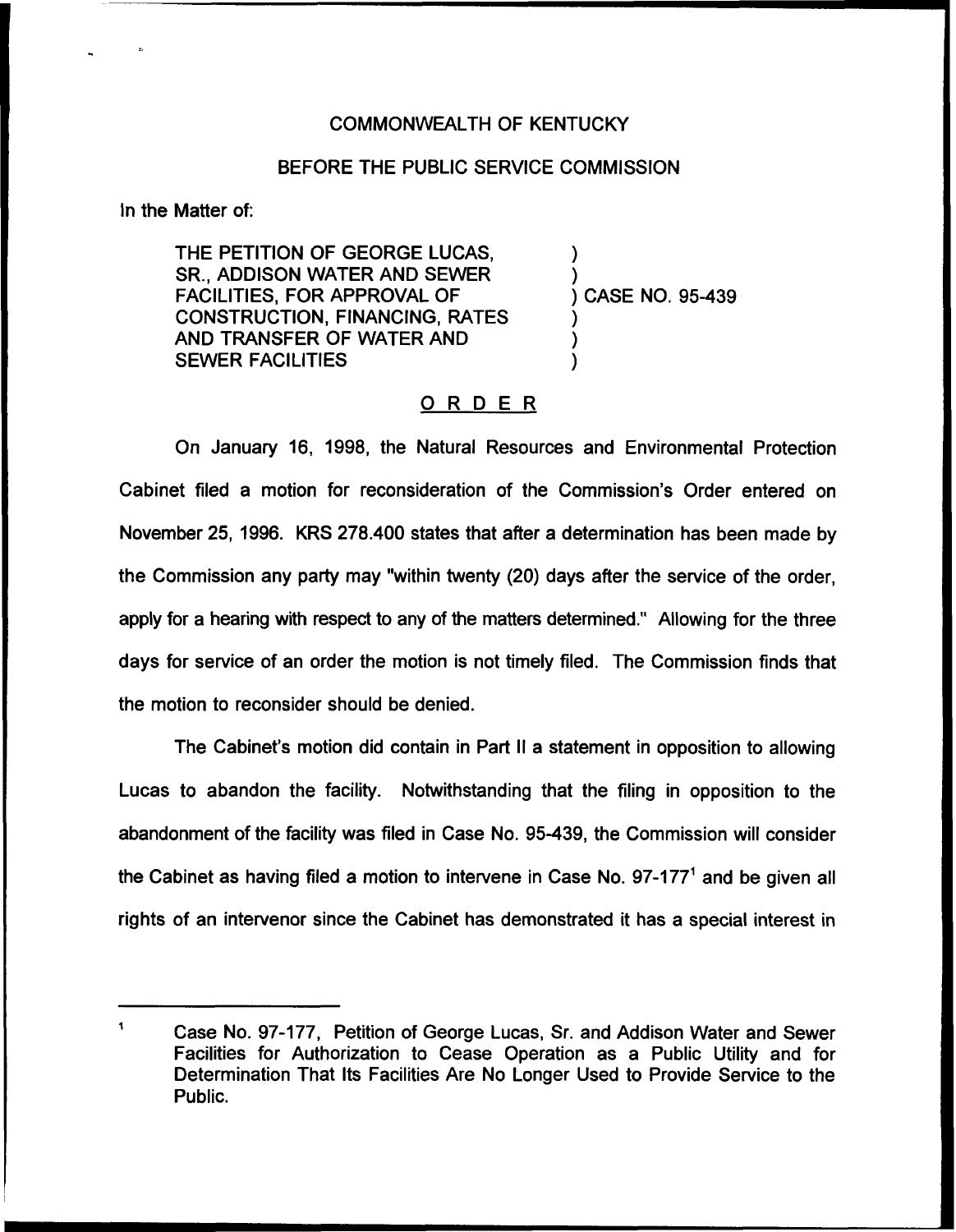COMMONWEALTH OF KENTUCKY

BEFORE THE PUBLIC SERVICE COMMISSION

In the Matter of:

THE PETITION OF GEORGE LUCAS, SR., ADDISON WATER AND SEWER FACILITIES, FOR APPROVAL OF CONSTRUCTION, FINANCING, RATES AND TRANSFER OF WATER AND SEWER FACILITIES ) CASE NO. 95-439

## O R D E R

On January 16, 1998, the Natural Resources and Environmental Protection Cabinet filed a motion for reconsideration of the Commission's Order entered on November 25, 1996. KRS 278.400 states that after a determination has been made by the Commission any party may "within twenty (20) days after the service of the order, apply for a hearing with respect to any of the matters determined." Allowing for the three days for service of an order the motion is not timely filed. The Commission finds that the motion to reconsider should be denied.

The Cabinet's motion did contain in Part II a statement in opposition to allowing Lucas to abandon the facility. Notwithstanding that the filing in opposition to the abandonment of the facility was filed in Case No. 95-439, the Commission will consider the Cabinet as having filed a motion to intervene in Case No. 97-177[1] and be given all rights of an intervenor since the Cabinet has demonstrated it has a special interest in

[1] Case No. 97-177, Petition of George Lucas, Sr. and Addison Water and Sewer Facilities for Authorization to Cease Operation as a Public Utility and for Determination That Its Facilities Are No Longer Used to Provide Service to the Public.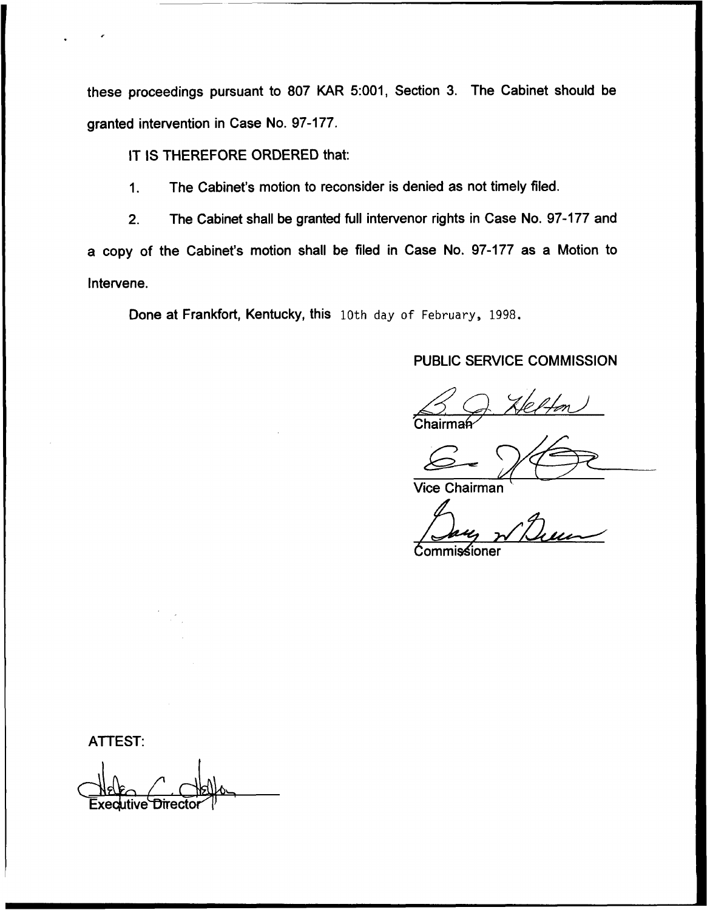these proceedings pursuant to 807 KAR 5:001, Section 3. The Cabinet should be granted intervention in Case No. 97-177.

IT IS THEREFORE ORDERED that:

1. The Cabinet's motion to reconsider is denied as not timely filed.

2. The Cabinet shall be granted full intervenor rights in Case No. 97-177 and a copy of the Cabinet's motion shall be filed in Case No. 97-177 as a Motion to Intervene.

Done at Frankfort, Kentucky, this 10th day of February, 1998.

PUBLIC SERVICE COMMISSION

Chairman

Vice Chairman

Commissioner

ATTEST:

Executive Director